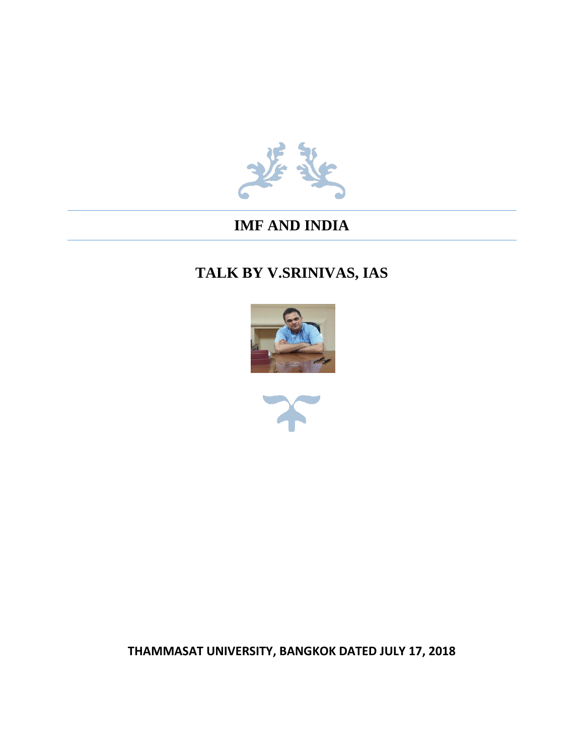# IMF AND INDIA

## TALK BY V.SRINIVAS, IAS

**THAMMASAT UNIVERSITY, BANGKOK DATED JULY 17, 2018**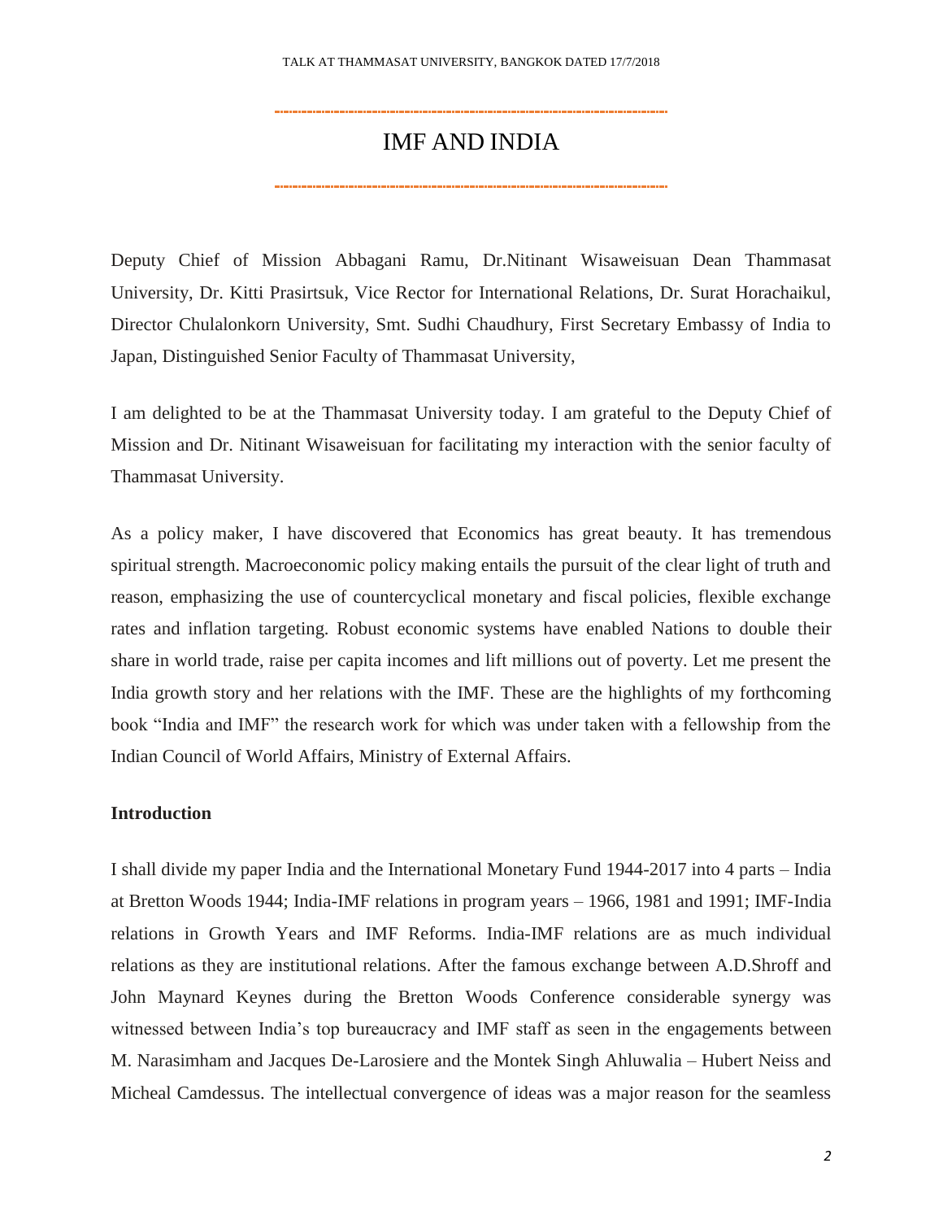# IMF AND INDIA

Deputy Chief of Mission Abbagani Ramu, Dr.Nitinant Wisaweisuan Dean Thammasat University, Dr. Kitti Prasirtsuk, Vice Rector for International Relations, Dr. Surat Horachaikul, Director Chulalonkorn University, Smt. Sudhi Chaudhury, First Secretary Embassy of India to Japan, Distinguished Senior Faculty of Thammasat University,

I am delighted to be at the Thammasat University today. I am grateful to the Deputy Chief of Mission and Dr. Nitinant Wisaweisuan for facilitating my interaction with the senior faculty of Thammasat University.

As a policy maker, I have discovered that Economics has great beauty. It has tremendous spiritual strength. Macroeconomic policy making entails the pursuit of the clear light of truth and reason, emphasizing the use of countercyclical monetary and fiscal policies, flexible exchange rates and inflation targeting. Robust economic systems have enabled Nations to double their share in world trade, raise per capita incomes and lift millions out of poverty. Let me present the India growth story and her relations with the IMF. These are the highlights of my forthcoming book "India and IMF" the research work for which was under taken with a fellowship from the Indian Council of World Affairs, Ministry of External Affairs.

**Introduction**

I shall divide my paper India and the International Monetary Fund 1944-2017 into 4 parts – India at Bretton Woods 1944; India-IMF relations in program years – 1966, 1981 and 1991; IMF-India relations in Growth Years and IMF Reforms. India-IMF relations are as much individual relations as they are institutional relations. After the famous exchange between A.D.Shroff and John Maynard Keynes during the Bretton Woods Conference considerable synergy was witnessed between India's top bureaucracy and IMF staff as seen in the engagements between M. Narasimham and Jacques De-Larosiere and the Montek Singh Ahluwalia – Hubert Neiss and Micheal Camdessus. The intellectual convergence of ideas was a major reason for the seamless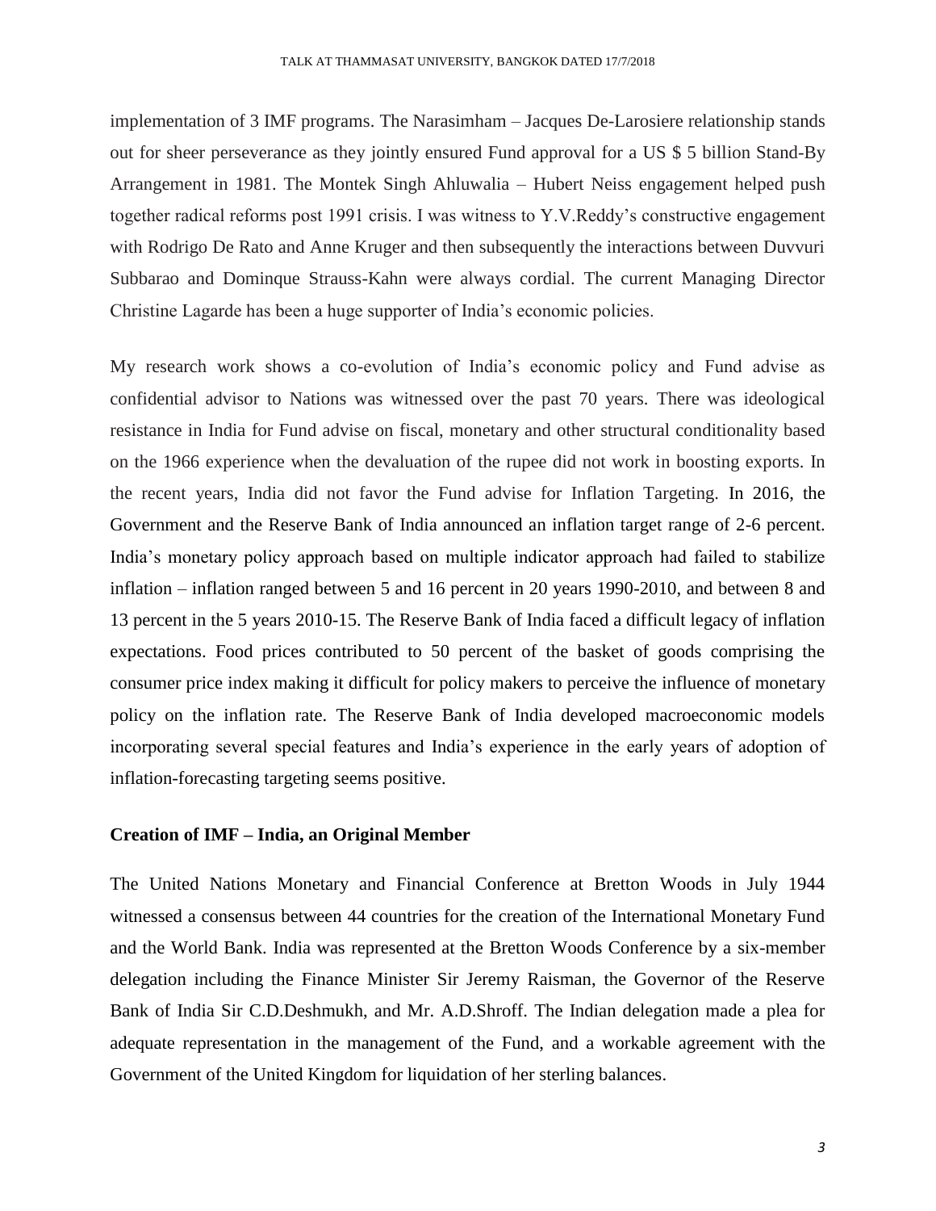implementation of 3 IMF programs. The Narasimham – Jacques De-Larosiere relationship stands out for sheer perseverance as they jointly ensured Fund approval for a US $ 5 billion Stand-By Arrangement in 1981. The Montek Singh Ahluwalia – Hubert Neiss engagement helped push together radical reforms post 1991 crisis. I was witness to Y.V.Reddy's constructive engagement with Rodrigo De Rato and Anne Kruger and then subsequently the interactions between Duvvuri Subbarao and Dominque Strauss-Kahn were always cordial. The current Managing Director Christine Lagarde has been a huge supporter of India's economic policies.

My research work shows a co-evolution of India's economic policy and Fund advise as confidential advisor to Nations was witnessed over the past 70 years. There was ideological resistance in India for Fund advise on fiscal, monetary and other structural conditionality based on the 1966 experience when the devaluation of the rupee did not work in boosting exports. In the recent years, India did not favor the Fund advise for Inflation Targeting. In 2016, the Government and the Reserve Bank of India announced an inflation target range of 2-6 percent. India's monetary policy approach based on multiple indicator approach had failed to stabilize inflation – inflation ranged between 5 and 16 percent in 20 years 1990-2010, and between 8 and 13 percent in the 5 years 2010-15. The Reserve Bank of India faced a difficult legacy of inflation expectations. Food prices contributed to 50 percent of the basket of goods comprising the consumer price index making it difficult for policy makers to perceive the influence of monetary policy on the inflation rate. The Reserve Bank of India developed macroeconomic models incorporating several special features and India's experience in the early years of adoption of inflation-forecasting targeting seems positive.

**Creation of IMF – India, an Original Member**

The United Nations Monetary and Financial Conference at Bretton Woods in July 1944 witnessed a consensus between 44 countries for the creation of the International Monetary Fund and the World Bank. India was represented at the Bretton Woods Conference by a six-member delegation including the Finance Minister Sir Jeremy Raisman, the Governor of the Reserve Bank of India Sir C.D.Deshmukh, and Mr. A.D.Shroff. The Indian delegation made a plea for adequate representation in the management of the Fund, and a workable agreement with the Government of the United Kingdom for liquidation of her sterling balances.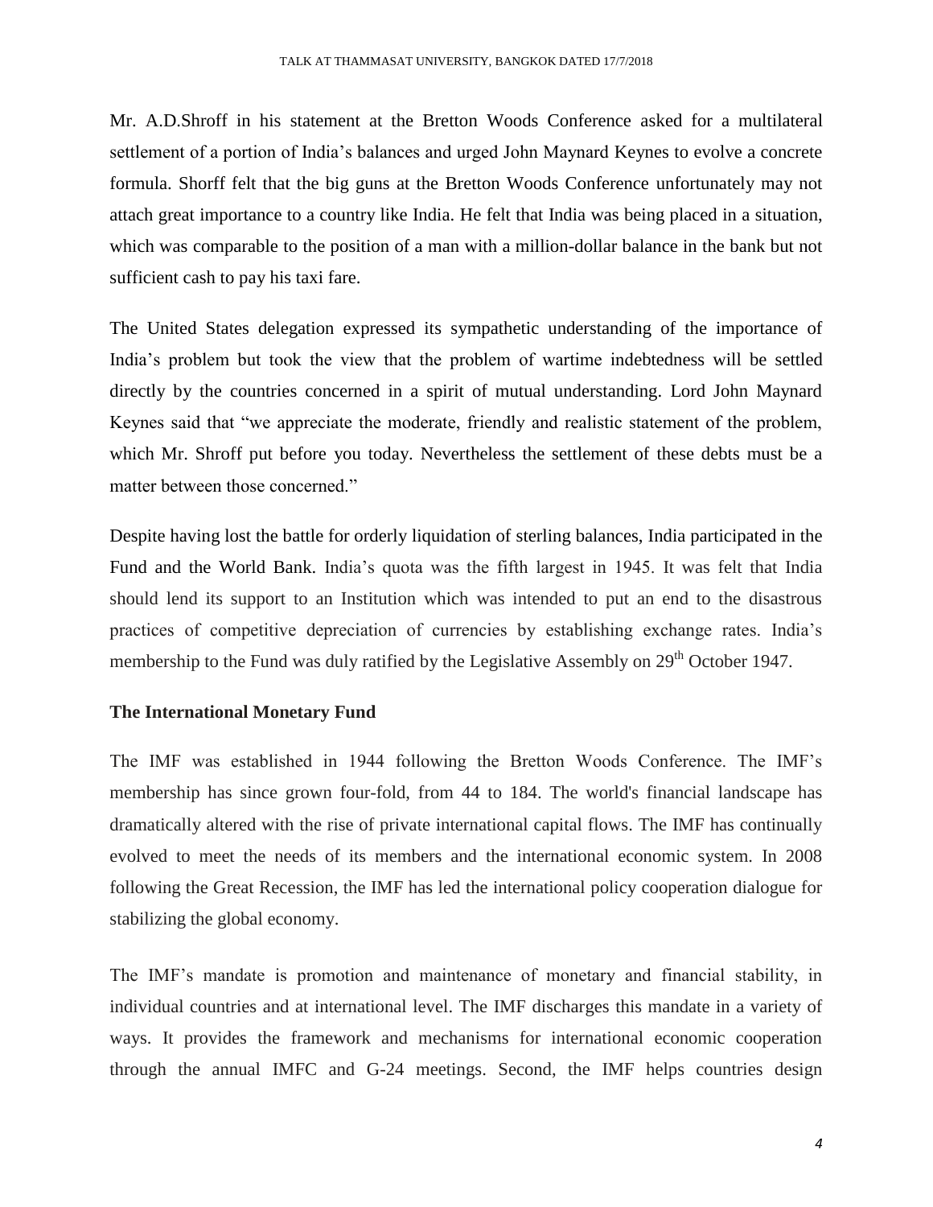Mr. A.D.Shroff in his statement at the Bretton Woods Conference asked for a multilateral settlement of a portion of India's balances and urged John Maynard Keynes to evolve a concrete formula. Shorff felt that the big guns at the Bretton Woods Conference unfortunately may not attach great importance to a country like India. He felt that India was being placed in a situation, which was comparable to the position of a man with a million-dollar balance in the bank but not sufficient cash to pay his taxi fare.

The United States delegation expressed its sympathetic understanding of the importance of India's problem but took the view that the problem of wartime indebtedness will be settled directly by the countries concerned in a spirit of mutual understanding. Lord John Maynard Keynes said that "we appreciate the moderate, friendly and realistic statement of the problem, which Mr. Shroff put before you today. Nevertheless the settlement of these debts must be a matter between those concerned."

Despite having lost the battle for orderly liquidation of sterling balances, India participated in the Fund and the World Bank. India's quota was the fifth largest in 1945. It was felt that India should lend its support to an Institution which was intended to put an end to the disastrous practices of competitive depreciation of currencies by establishing exchange rates. India's membership to the Fund was duly ratified by the Legislative Assembly on 29th October 1947.

**The International Monetary Fund**

The IMF was established in 1944 following the Bretton Woods Conference. The IMF's membership has since grown four-fold, from 44 to 184. The world's financial landscape has dramatically altered with the rise of private international capital flows. The IMF has continually evolved to meet the needs of its members and the international economic system. In 2008 following the Great Recession, the IMF has led the international policy cooperation dialogue for stabilizing the global economy.

The IMF's mandate is promotion and maintenance of monetary and financial stability, in individual countries and at international level. The IMF discharges this mandate in a variety of ways. It provides the framework and mechanisms for international economic cooperation through the annual IMFC and G-24 meetings. Second, the IMF helps countries design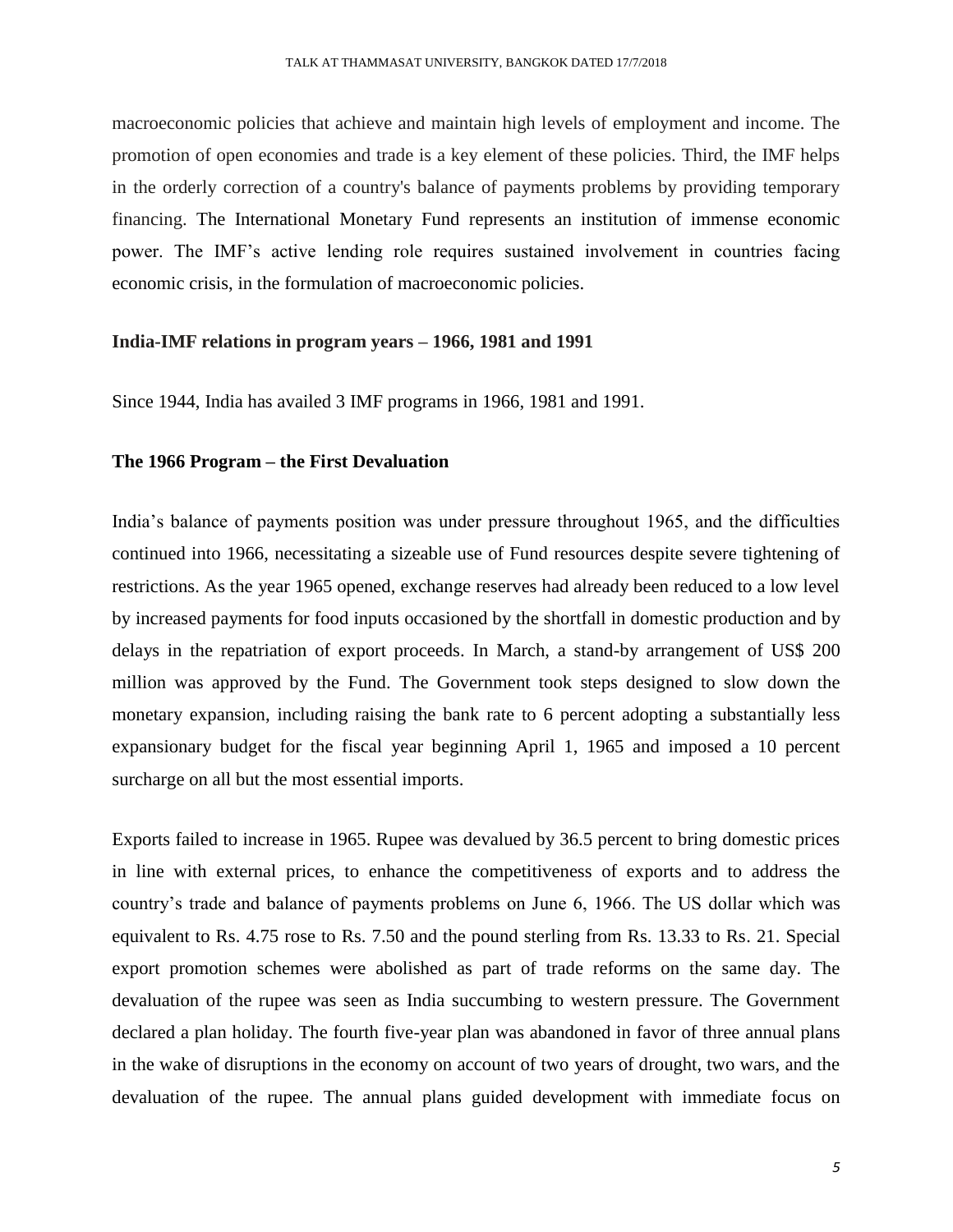macroeconomic policies that achieve and maintain high levels of employment and income. The promotion of open economies and trade is a key element of these policies. Third, the IMF helps in the orderly correction of a country's balance of payments problems by providing temporary financing. The International Monetary Fund represents an institution of immense economic power. The IMF's active lending role requires sustained involvement in countries facing economic crisis, in the formulation of macroeconomic policies.

**India-IMF relations in program years – 1966, 1981 and 1991**

Since 1944, India has availed 3 IMF programs in 1966, 1981 and 1991.

**The 1966 Program – the First Devaluation**

India's balance of payments position was under pressure throughout 1965, and the difficulties continued into 1966, necessitating a sizeable use of Fund resources despite severe tightening of restrictions. As the year 1965 opened, exchange reserves had already been reduced to a low level by increased payments for food inputs occasioned by the shortfall in domestic production and by delays in the repatriation of export proceeds. In March, a stand-by arrangement of US$ 200 million was approved by the Fund. The Government took steps designed to slow down the monetary expansion, including raising the bank rate to 6 percent adopting a substantially less expansionary budget for the fiscal year beginning April 1, 1965 and imposed a 10 percent surcharge on all but the most essential imports.

Exports failed to increase in 1965. Rupee was devalued by 36.5 percent to bring domestic prices in line with external prices, to enhance the competitiveness of exports and to address the country's trade and balance of payments problems on June 6, 1966. The US dollar which was equivalent to Rs. 4.75 rose to Rs. 7.50 and the pound sterling from Rs. 13.33 to Rs. 21. Special export promotion schemes were abolished as part of trade reforms on the same day. The devaluation of the rupee was seen as India succumbing to western pressure. The Government declared a plan holiday. The fourth five-year plan was abandoned in favor of three annual plans in the wake of disruptions in the economy on account of two years of drought, two wars, and the devaluation of the rupee. The annual plans guided development with immediate focus on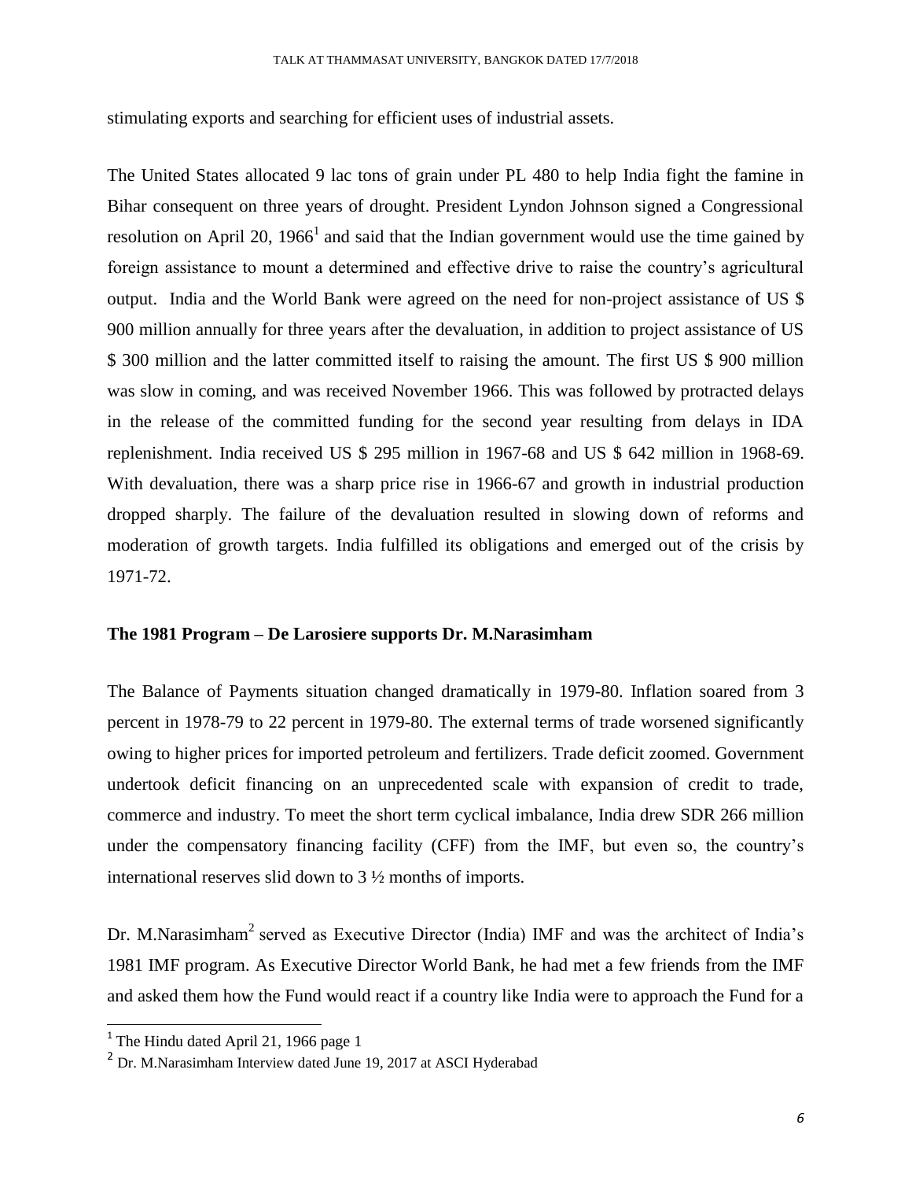stimulating exports and searching for efficient uses of industrial assets.

The United States allocated 9 lac tons of grain under PL 480 to help India fight the famine in Bihar consequent on three years of drought. President Lyndon Johnson signed a Congressional resolution on April 20, 1966[1] and said that the Indian government would use the time gained by foreign assistance to mount a determined and effective drive to raise the country's agricultural output. India and the World Bank were agreed on the need for non-project assistance of US $ 900 million annually for three years after the devaluation, in addition to project assistance of US $ 300 million and the latter committed itself to raising the amount. The first US $ 900 million was slow in coming, and was received November 1966. This was followed by protracted delays in the release of the committed funding for the second year resulting from delays in IDA replenishment. India received US $ 295 million in 1967-68 and US $ 642 million in 1968-69. With devaluation, there was a sharp price rise in 1966-67 and growth in industrial production dropped sharply. The failure of the devaluation resulted in slowing down of reforms and moderation of growth targets. India fulfilled its obligations and emerged out of the crisis by 1971-72.

**The 1981 Program – De Larosiere supports Dr. M.Narasimham**

The Balance of Payments situation changed dramatically in 1979-80. Inflation soared from 3 percent in 1978-79 to 22 percent in 1979-80. The external terms of trade worsened significantly owing to higher prices for imported petroleum and fertilizers. Trade deficit zoomed. Government undertook deficit financing on an unprecedented scale with expansion of credit to trade, commerce and industry. To meet the short term cyclical imbalance, India drew SDR 266 million under the compensatory financing facility (CFF) from the IMF, but even so, the country's international reserves slid down to 3 ½ months of imports.

Dr. M.Narasimham[2] served as Executive Director (India) IMF and was the architect of India's 1981 IMF program. As Executive Director World Bank, he had met a few friends from the IMF and asked them how the Fund would react if a country like India were to approach the Fund for a

---

[1] The Hindu dated April 21, 1966 page 1

[2] Dr. M.Narasimham Interview dated June 19, 2017 at ASCI Hyderabad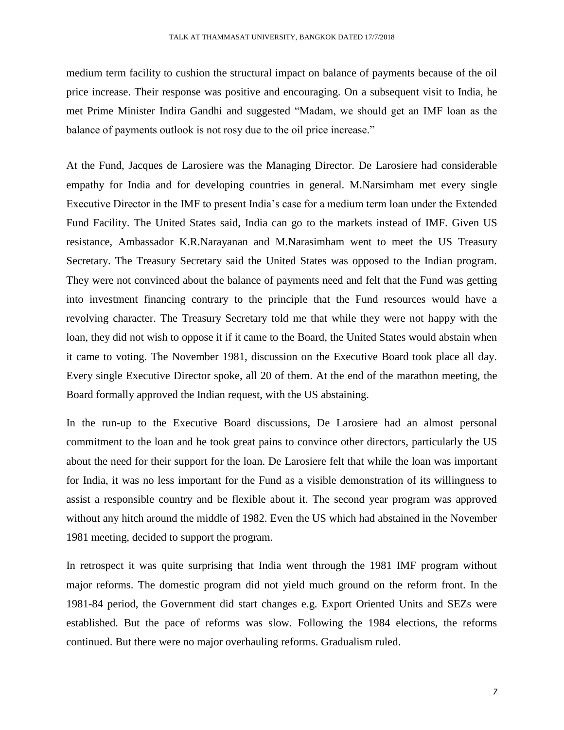medium term facility to cushion the structural impact on balance of payments because of the oil price increase. Their response was positive and encouraging. On a subsequent visit to India, he met Prime Minister Indira Gandhi and suggested "Madam, we should get an IMF loan as the balance of payments outlook is not rosy due to the oil price increase."

At the Fund, Jacques de Larosiere was the Managing Director. De Larosiere had considerable empathy for India and for developing countries in general. M.Narsimham met every single Executive Director in the IMF to present India's case for a medium term loan under the Extended Fund Facility. The United States said, India can go to the markets instead of IMF. Given US resistance, Ambassador K.R.Narayanan and M.Narasimham went to meet the US Treasury Secretary. The Treasury Secretary said the United States was opposed to the Indian program. They were not convinced about the balance of payments need and felt that the Fund was getting into investment financing contrary to the principle that the Fund resources would have a revolving character. The Treasury Secretary told me that while they were not happy with the loan, they did not wish to oppose it if it came to the Board, the United States would abstain when it came to voting. The November 1981, discussion on the Executive Board took place all day. Every single Executive Director spoke, all 20 of them. At the end of the marathon meeting, the Board formally approved the Indian request, with the US abstaining.

In the run-up to the Executive Board discussions, De Larosiere had an almost personal commitment to the loan and he took great pains to convince other directors, particularly the US about the need for their support for the loan. De Larosiere felt that while the loan was important for India, it was no less important for the Fund as a visible demonstration of its willingness to assist a responsible country and be flexible about it. The second year program was approved without any hitch around the middle of 1982. Even the US which had abstained in the November 1981 meeting, decided to support the program.

In retrospect it was quite surprising that India went through the 1981 IMF program without major reforms. The domestic program did not yield much ground on the reform front. In the 1981-84 period, the Government did start changes e.g. Export Oriented Units and SEZs were established. But the pace of reforms was slow. Following the 1984 elections, the reforms continued. But there were no major overhauling reforms. Gradualism ruled.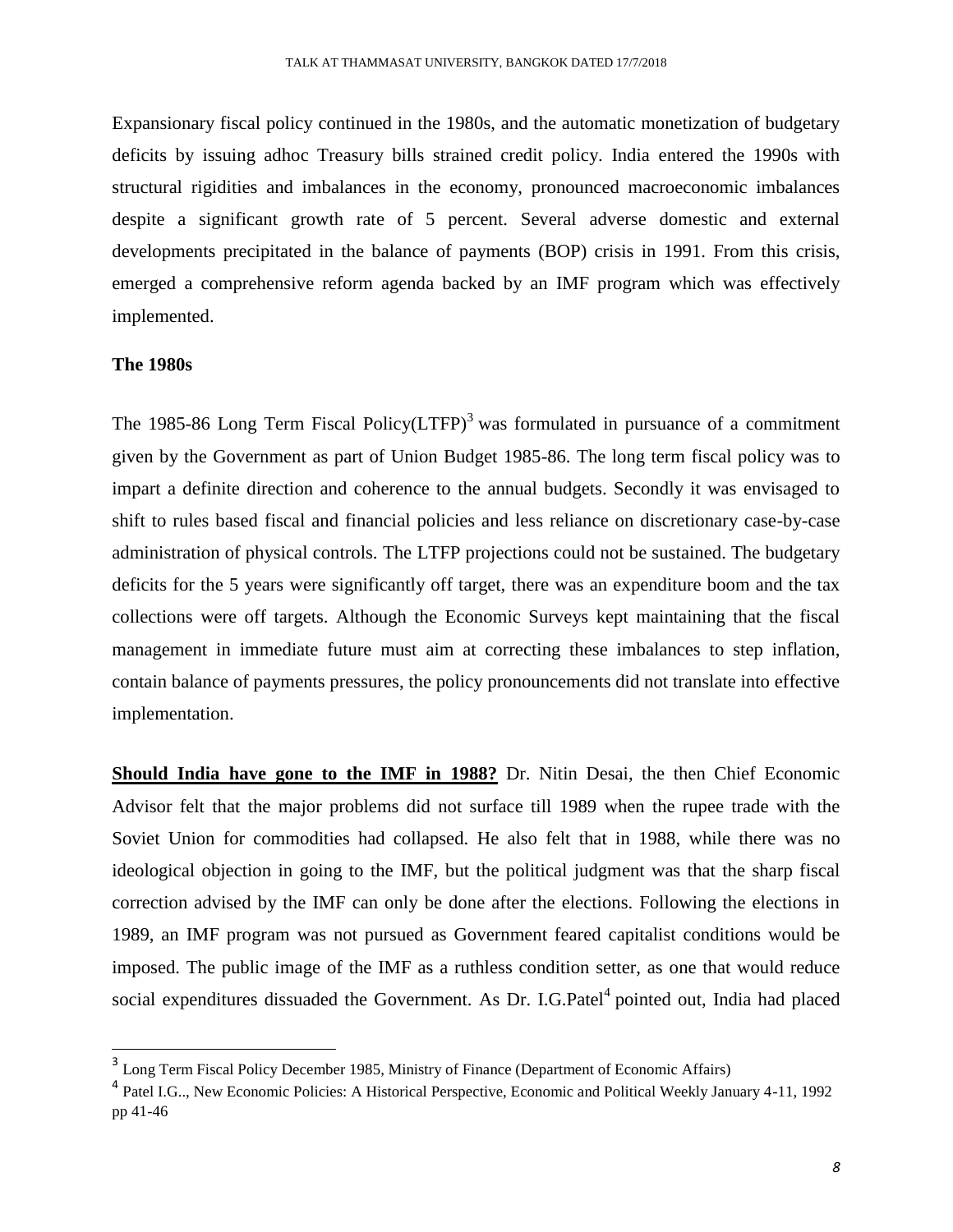Expansionary fiscal policy continued in the 1980s, and the automatic monetization of budgetary deficits by issuing adhoc Treasury bills strained credit policy. India entered the 1990s with structural rigidities and imbalances in the economy, pronounced macroeconomic imbalances despite a significant growth rate of 5 percent. Several adverse domestic and external developments precipitated in the balance of payments (BOP) crisis in 1991. From this crisis, emerged a comprehensive reform agenda backed by an IMF program which was effectively implemented.

**The 1980s**

The 1985-86 Long Term Fiscal Policy(LTFP)[3] was formulated in pursuance of a commitment given by the Government as part of Union Budget 1985-86. The long term fiscal policy was to impart a definite direction and coherence to the annual budgets. Secondly it was envisaged to shift to rules based fiscal and financial policies and less reliance on discretionary case-by-case administration of physical controls. The LTFP projections could not be sustained. The budgetary deficits for the 5 years were significantly off target, there was an expenditure boom and the tax collections were off targets. Although the Economic Surveys kept maintaining that the fiscal management in immediate future must aim at correcting these imbalances to step inflation, contain balance of payments pressures, the policy pronouncements did not translate into effective implementation.

**Should India have gone to the IMF in 1988?** Dr. Nitin Desai, the then Chief Economic Advisor felt that the major problems did not surface till 1989 when the rupee trade with the Soviet Union for commodities had collapsed. He also felt that in 1988, while there was no ideological objection in going to the IMF, but the political judgment was that the sharp fiscal correction advised by the IMF can only be done after the elections. Following the elections in 1989, an IMF program was not pursued as Government feared capitalist conditions would be imposed. The public image of the IMF as a ruthless condition setter, as one that would reduce social expenditures dissuaded the Government. As Dr. I.G.Patel[4] pointed out, India had placed

---

[3] Long Term Fiscal Policy December 1985, Ministry of Finance (Department of Economic Affairs)

[4] Patel I.G.., New Economic Policies: A Historical Perspective, Economic and Political Weekly January 4-11, 1992 pp 41-46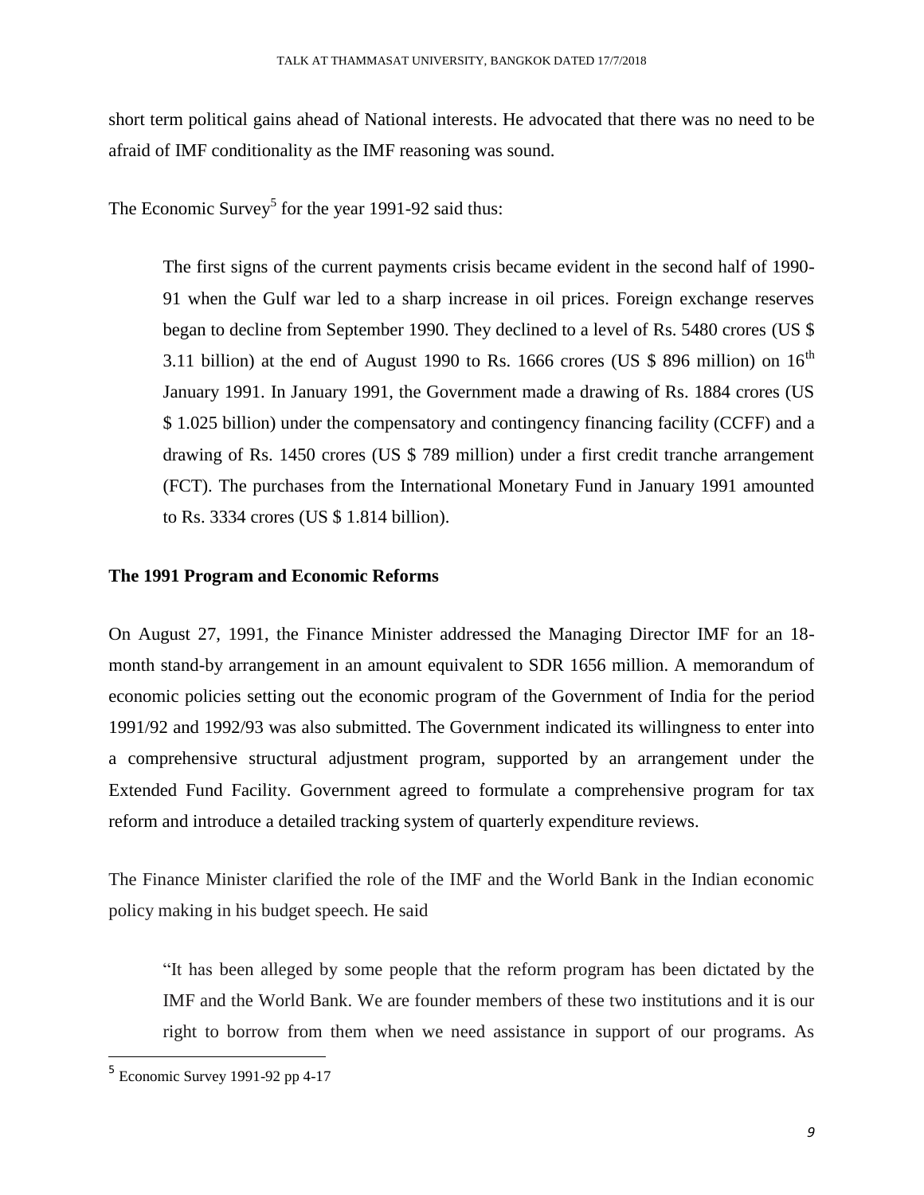short term political gains ahead of National interests. He advocated that there was no need to be afraid of IMF conditionality as the IMF reasoning was sound.

The Economic Survey[5] for the year 1991-92 said thus:

> The first signs of the current payments crisis became evident in the second half of 1990-91 when the Gulf war led to a sharp increase in oil prices. Foreign exchange reserves began to decline from September 1990. They declined to a level of Rs. 5480 crores (US $ 3.11 billion) at the end of August 1990 to Rs. 1666 crores (US $ 896 million) on 16th January 1991. In January 1991, the Government made a drawing of Rs. 1884 crores (US $ 1.025 billion) under the compensatory and contingency financing facility (CCFF) and a drawing of Rs. 1450 crores (US $ 789 million) under a first credit tranche arrangement (FCT). The purchases from the International Monetary Fund in January 1991 amounted to Rs. 3334 crores (US $ 1.814 billion).

**The 1991 Program and Economic Reforms**

On August 27, 1991, the Finance Minister addressed the Managing Director IMF for an 18-month stand-by arrangement in an amount equivalent to SDR 1656 million. A memorandum of economic policies setting out the economic program of the Government of India for the period 1991/92 and 1992/93 was also submitted. The Government indicated its willingness to enter into a comprehensive structural adjustment program, supported by an arrangement under the Extended Fund Facility. Government agreed to formulate a comprehensive program for tax reform and introduce a detailed tracking system of quarterly expenditure reviews.

The Finance Minister clarified the role of the IMF and the World Bank in the Indian economic policy making in his budget speech. He said

> "It has been alleged by some people that the reform program has been dictated by the IMF and the World Bank. We are founder members of these two institutions and it is our right to borrow from them when we need assistance in support of our programs. As

[5] Economic Survey 1991-92 pp 4-17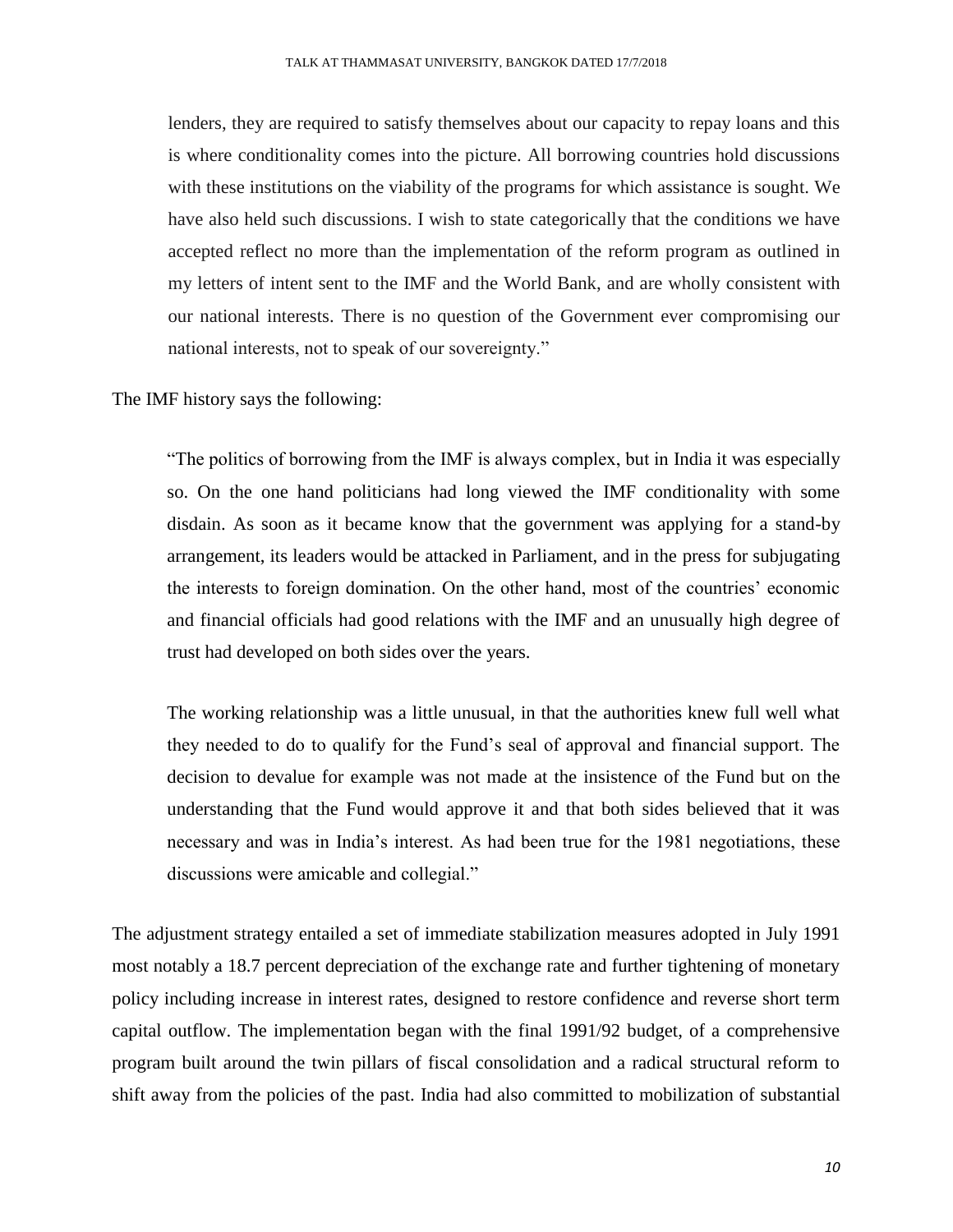> lenders, they are required to satisfy themselves about our capacity to repay loans and this is where conditionality comes into the picture. All borrowing countries hold discussions with these institutions on the viability of the programs for which assistance is sought. We have also held such discussions. I wish to state categorically that the conditions we have accepted reflect no more than the implementation of the reform program as outlined in my letters of intent sent to the IMF and the World Bank, and are wholly consistent with our national interests. There is no question of the Government ever compromising our national interests, not to speak of our sovereignty."

The IMF history says the following:

> "The politics of borrowing from the IMF is always complex, but in India it was especially so. On the one hand politicians had long viewed the IMF conditionality with some disdain. As soon as it became know that the government was applying for a stand-by arrangement, its leaders would be attacked in Parliament, and in the press for subjugating the interests to foreign domination. On the other hand, most of the countries' economic and financial officials had good relations with the IMF and an unusually high degree of trust had developed on both sides over the years.
>
> The working relationship was a little unusual, in that the authorities knew full well what they needed to do to qualify for the Fund's seal of approval and financial support. The decision to devalue for example was not made at the insistence of the Fund but on the understanding that the Fund would approve it and that both sides believed that it was necessary and was in India's interest. As had been true for the 1981 negotiations, these discussions were amicable and collegial."

The adjustment strategy entailed a set of immediate stabilization measures adopted in July 1991 most notably a 18.7 percent depreciation of the exchange rate and further tightening of monetary policy including increase in interest rates, designed to restore confidence and reverse short term capital outflow. The implementation began with the final 1991/92 budget, of a comprehensive program built around the twin pillars of fiscal consolidation and a radical structural reform to shift away from the policies of the past. India had also committed to mobilization of substantial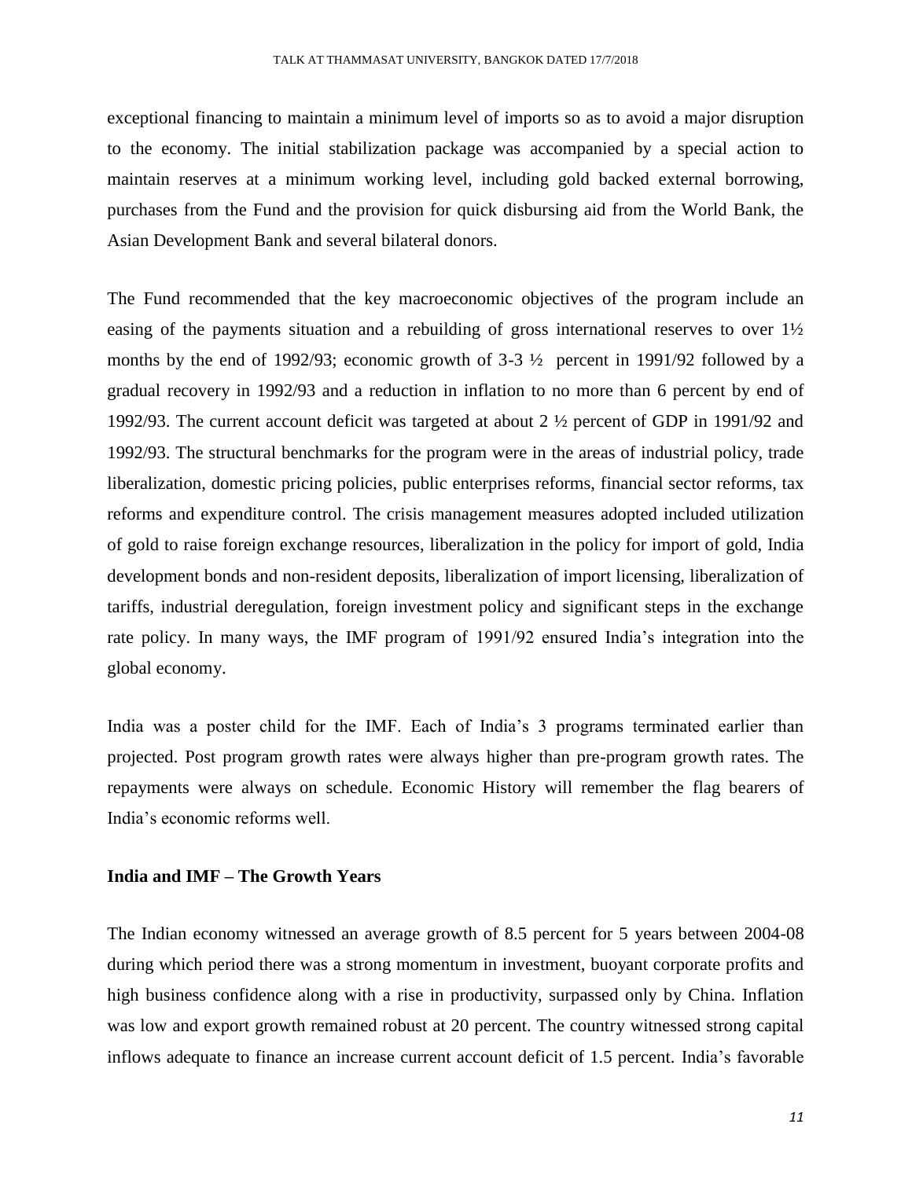exceptional financing to maintain a minimum level of imports so as to avoid a major disruption to the economy. The initial stabilization package was accompanied by a special action to maintain reserves at a minimum working level, including gold backed external borrowing, purchases from the Fund and the provision for quick disbursing aid from the World Bank, the Asian Development Bank and several bilateral donors.

The Fund recommended that the key macroeconomic objectives of the program include an easing of the payments situation and a rebuilding of gross international reserves to over 1½ months by the end of 1992/93; economic growth of 3-3 ½  percent in 1991/92 followed by a gradual recovery in 1992/93 and a reduction in inflation to no more than 6 percent by end of 1992/93. The current account deficit was targeted at about 2 ½ percent of GDP in 1991/92 and 1992/93. The structural benchmarks for the program were in the areas of industrial policy, trade liberalization, domestic pricing policies, public enterprises reforms, financial sector reforms, tax reforms and expenditure control. The crisis management measures adopted included utilization of gold to raise foreign exchange resources, liberalization in the policy for import of gold, India development bonds and non-resident deposits, liberalization of import licensing, liberalization of tariffs, industrial deregulation, foreign investment policy and significant steps in the exchange rate policy. In many ways, the IMF program of 1991/92 ensured India's integration into the global economy.

India was a poster child for the IMF. Each of India's 3 programs terminated earlier than projected. Post program growth rates were always higher than pre-program growth rates. The repayments were always on schedule. Economic History will remember the flag bearers of India's economic reforms well.

**India and IMF – The Growth Years**

The Indian economy witnessed an average growth of 8.5 percent for 5 years between 2004-08 during which period there was a strong momentum in investment, buoyant corporate profits and high business confidence along with a rise in productivity, surpassed only by China. Inflation was low and export growth remained robust at 20 percent. The country witnessed strong capital inflows adequate to finance an increase current account deficit of 1.5 percent. India's favorable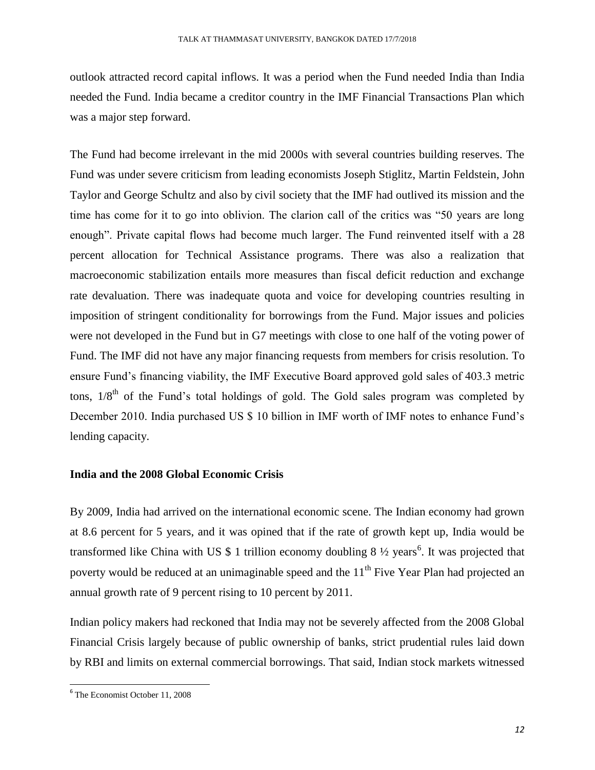outlook attracted record capital inflows. It was a period when the Fund needed India than India needed the Fund. India became a creditor country in the IMF Financial Transactions Plan which was a major step forward.

The Fund had become irrelevant in the mid 2000s with several countries building reserves. The Fund was under severe criticism from leading economists Joseph Stiglitz, Martin Feldstein, John Taylor and George Schultz and also by civil society that the IMF had outlived its mission and the time has come for it to go into oblivion. The clarion call of the critics was "50 years are long enough". Private capital flows had become much larger. The Fund reinvented itself with a 28 percent allocation for Technical Assistance programs. There was also a realization that macroeconomic stabilization entails more measures than fiscal deficit reduction and exchange rate devaluation. There was inadequate quota and voice for developing countries resulting in imposition of stringent conditionality for borrowings from the Fund. Major issues and policies were not developed in the Fund but in G7 meetings with close to one half of the voting power of Fund. The IMF did not have any major financing requests from members for crisis resolution. To ensure Fund's financing viability, the IMF Executive Board approved gold sales of 403.3 metric tons, 1/8th of the Fund's total holdings of gold. The Gold sales program was completed by December 2010. India purchased US $ 10 billion in IMF worth of IMF notes to enhance Fund's lending capacity.

## India and the 2008 Global Economic Crisis

By 2009, India had arrived on the international economic scene. The Indian economy had grown at 8.6 percent for 5 years, and it was opined that if the rate of growth kept up, India would be transformed like China with US $ 1 trillion economy doubling 8 ½ years[6]. It was projected that poverty would be reduced at an unimaginable speed and the 11th Five Year Plan had projected an annual growth rate of 9 percent rising to 10 percent by 2011.

Indian policy makers had reckoned that India may not be severely affected from the 2008 Global Financial Crisis largely because of public ownership of banks, strict prudential rules laid down by RBI and limits on external commercial borrowings. That said, Indian stock markets witnessed

[6] The Economist October 11, 2008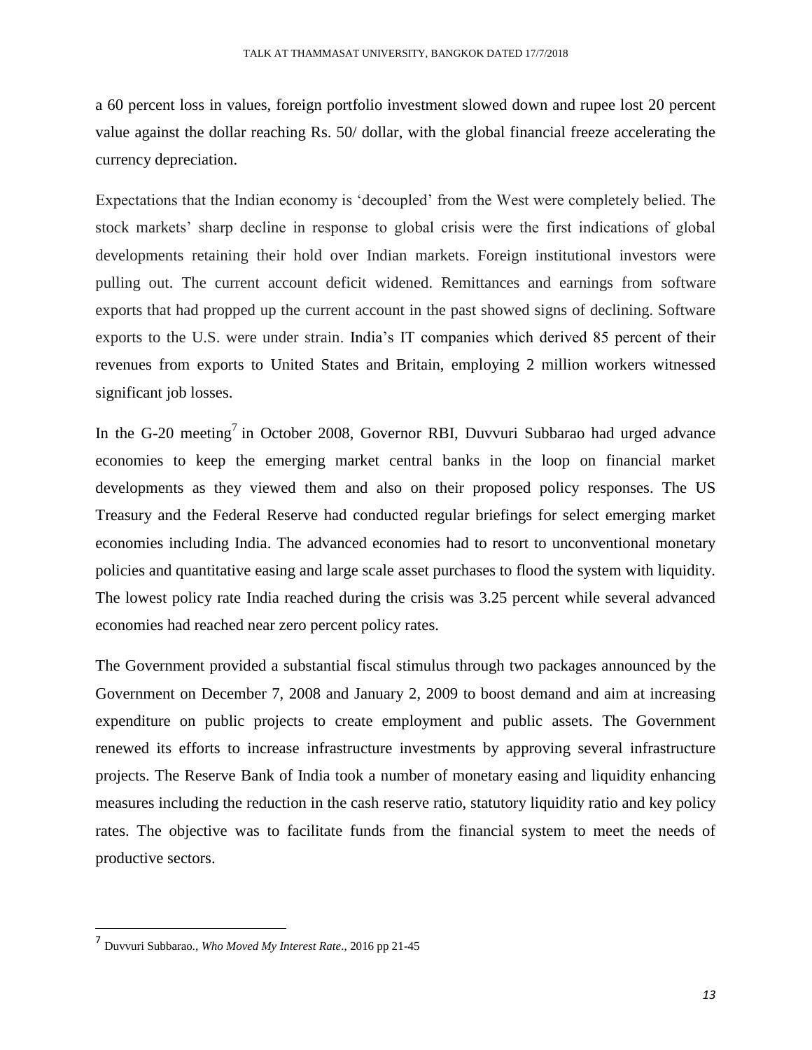a 60 percent loss in values, foreign portfolio investment slowed down and rupee lost 20 percent value against the dollar reaching Rs. 50/ dollar, with the global financial freeze accelerating the currency depreciation.

Expectations that the Indian economy is 'decoupled' from the West were completely belied. The stock markets' sharp decline in response to global crisis were the first indications of global developments retaining their hold over Indian markets. Foreign institutional investors were pulling out. The current account deficit widened. Remittances and earnings from software exports that had propped up the current account in the past showed signs of declining. Software exports to the U.S. were under strain. India's IT companies which derived 85 percent of their revenues from exports to United States and Britain, employing 2 million workers witnessed significant job losses.

In the G-20 meeting[7] in October 2008, Governor RBI, Duvvuri Subbarao had urged advance economies to keep the emerging market central banks in the loop on financial market developments as they viewed them and also on their proposed policy responses. The US Treasury and the Federal Reserve had conducted regular briefings for select emerging market economies including India. The advanced economies had to resort to unconventional monetary policies and quantitative easing and large scale asset purchases to flood the system with liquidity. The lowest policy rate India reached during the crisis was 3.25 percent while several advanced economies had reached near zero percent policy rates.

The Government provided a substantial fiscal stimulus through two packages announced by the Government on December 7, 2008 and January 2, 2009 to boost demand and aim at increasing expenditure on public projects to create employment and public assets. The Government renewed its efforts to increase infrastructure investments by approving several infrastructure projects. The Reserve Bank of India took a number of monetary easing and liquidity enhancing measures including the reduction in the cash reserve ratio, statutory liquidity ratio and key policy rates. The objective was to facilitate funds from the financial system to meet the needs of productive sectors.

---

[7] Duvvuri Subbarao., *Who Moved My Interest Rate*., 2016 pp 21-45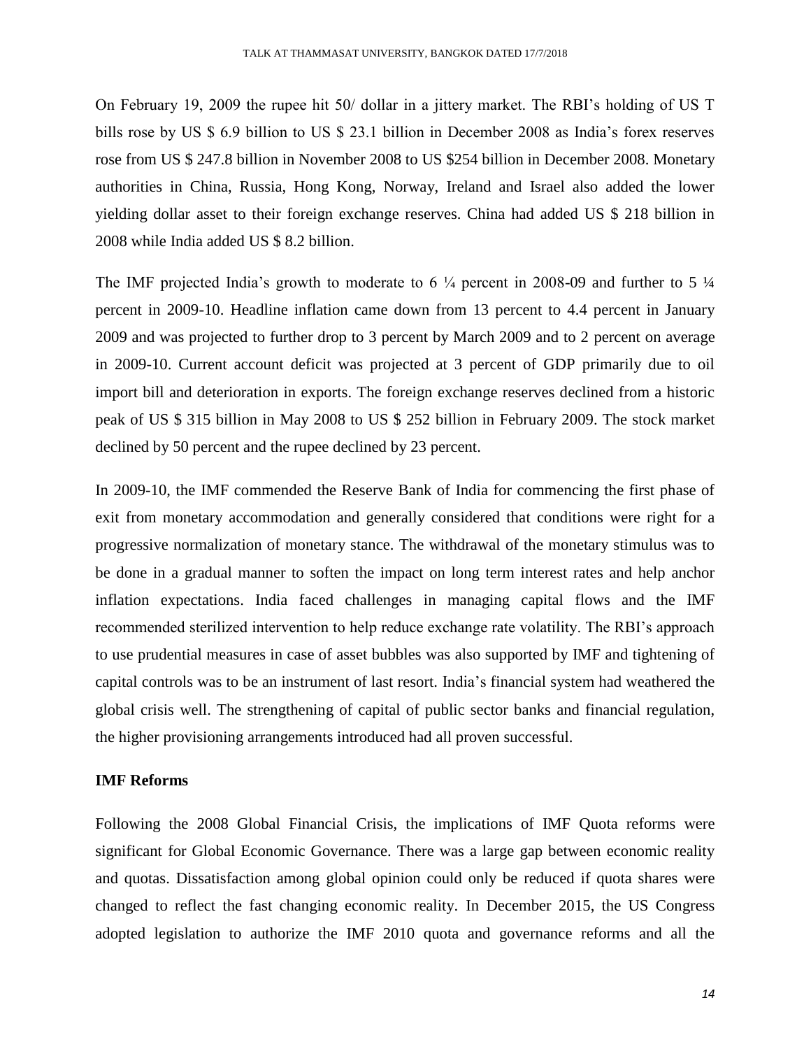On February 19, 2009 the rupee hit 50/ dollar in a jittery market. The RBI's holding of US T bills rose by US $ 6.9 billion to US $ 23.1 billion in December 2008 as India's forex reserves rose from US $ 247.8 billion in November 2008 to US $254 billion in December 2008. Monetary authorities in China, Russia, Hong Kong, Norway, Ireland and Israel also added the lower yielding dollar asset to their foreign exchange reserves. China had added US $ 218 billion in 2008 while India added US $ 8.2 billion.

The IMF projected India's growth to moderate to 6 ¼ percent in 2008-09 and further to 5 ¼ percent in 2009-10. Headline inflation came down from 13 percent to 4.4 percent in January 2009 and was projected to further drop to 3 percent by March 2009 and to 2 percent on average in 2009-10. Current account deficit was projected at 3 percent of GDP primarily due to oil import bill and deterioration in exports. The foreign exchange reserves declined from a historic peak of US $ 315 billion in May 2008 to US $ 252 billion in February 2009. The stock market declined by 50 percent and the rupee declined by 23 percent.

In 2009-10, the IMF commended the Reserve Bank of India for commencing the first phase of exit from monetary accommodation and generally considered that conditions were right for a progressive normalization of monetary stance. The withdrawal of the monetary stimulus was to be done in a gradual manner to soften the impact on long term interest rates and help anchor inflation expectations. India faced challenges in managing capital flows and the IMF recommended sterilized intervention to help reduce exchange rate volatility. The RBI's approach to use prudential measures in case of asset bubbles was also supported by IMF and tightening of capital controls was to be an instrument of last resort. India's financial system had weathered the global crisis well. The strengthening of capital of public sector banks and financial regulation, the higher provisioning arrangements introduced had all proven successful.

**IMF Reforms**

Following the 2008 Global Financial Crisis, the implications of IMF Quota reforms were significant for Global Economic Governance. There was a large gap between economic reality and quotas. Dissatisfaction among global opinion could only be reduced if quota shares were changed to reflect the fast changing economic reality. In December 2015, the US Congress adopted legislation to authorize the IMF 2010 quota and governance reforms and all the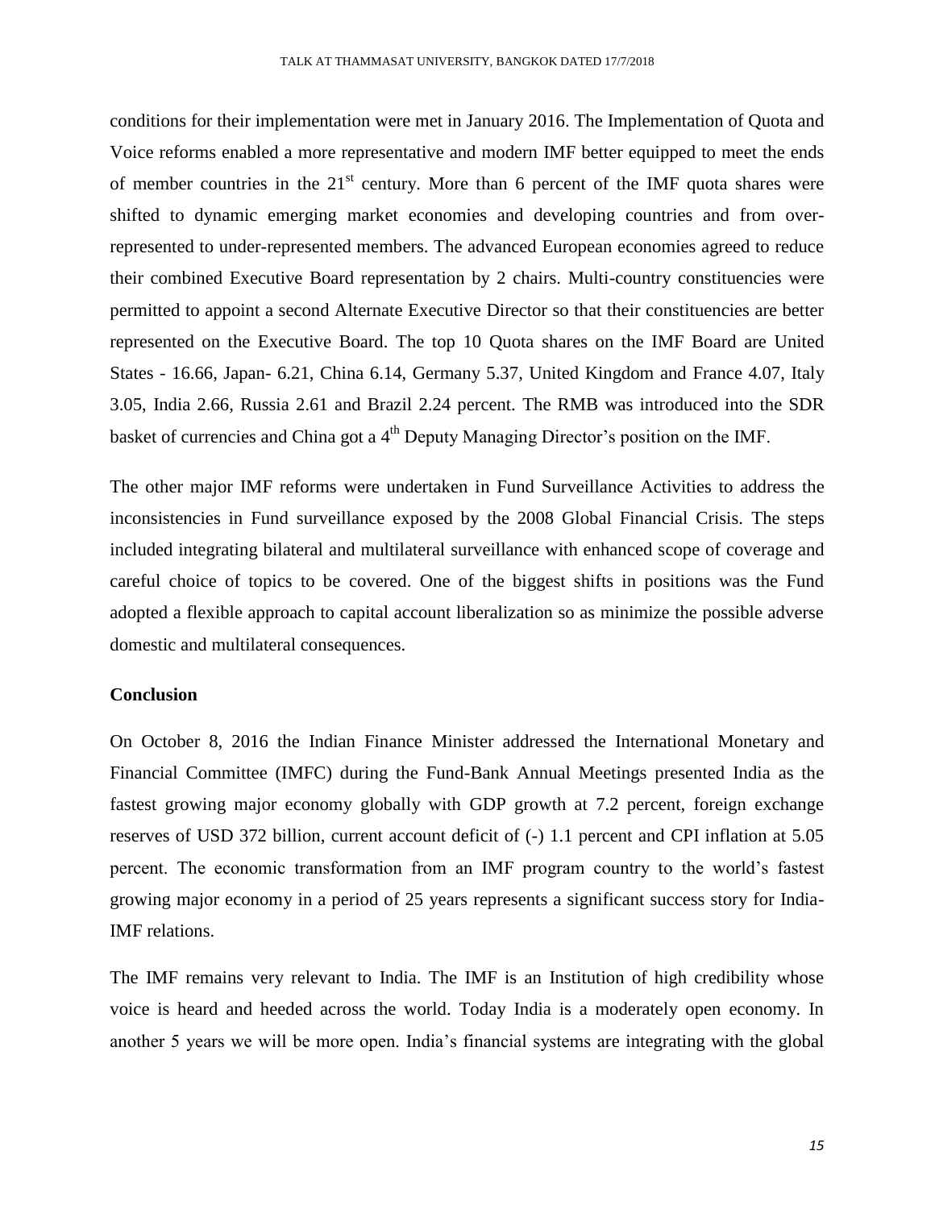conditions for their implementation were met in January 2016. The Implementation of Quota and Voice reforms enabled a more representative and modern IMF better equipped to meet the ends of member countries in the 21st century. More than 6 percent of the IMF quota shares were shifted to dynamic emerging market economies and developing countries and from over-represented to under-represented members. The advanced European economies agreed to reduce their combined Executive Board representation by 2 chairs. Multi-country constituencies were permitted to appoint a second Alternate Executive Director so that their constituencies are better represented on the Executive Board. The top 10 Quota shares on the IMF Board are United States - 16.66, Japan- 6.21, China 6.14, Germany 5.37, United Kingdom and France 4.07, Italy 3.05, India 2.66, Russia 2.61 and Brazil 2.24 percent. The RMB was introduced into the SDR basket of currencies and China got a 4th Deputy Managing Director's position on the IMF.

The other major IMF reforms were undertaken in Fund Surveillance Activities to address the inconsistencies in Fund surveillance exposed by the 2008 Global Financial Crisis. The steps included integrating bilateral and multilateral surveillance with enhanced scope of coverage and careful choice of topics to be covered. One of the biggest shifts in positions was the Fund adopted a flexible approach to capital account liberalization so as minimize the possible adverse domestic and multilateral consequences.

**Conclusion**

On October 8, 2016 the Indian Finance Minister addressed the International Monetary and Financial Committee (IMFC) during the Fund-Bank Annual Meetings presented India as the fastest growing major economy globally with GDP growth at 7.2 percent, foreign exchange reserves of USD 372 billion, current account deficit of (-) 1.1 percent and CPI inflation at 5.05 percent. The economic transformation from an IMF program country to the world's fastest growing major economy in a period of 25 years represents a significant success story for India-IMF relations.

The IMF remains very relevant to India. The IMF is an Institution of high credibility whose voice is heard and heeded across the world. Today India is a moderately open economy. In another 5 years we will be more open. India's financial systems are integrating with the global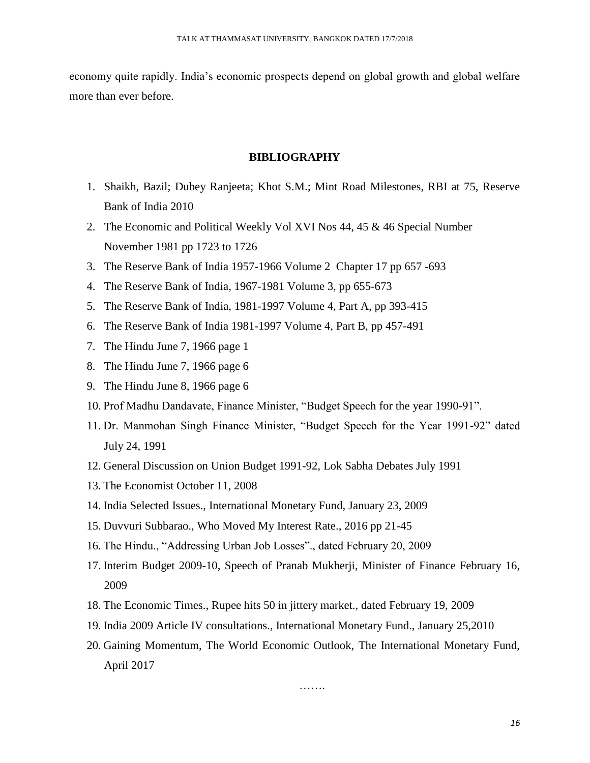economy quite rapidly. India's economic prospects depend on global growth and global welfare more than ever before.

## BIBLIOGRAPHY

1. Shaikh, Bazil; Dubey Ranjeeta; Khot S.M.; Mint Road Milestones, RBI at 75, Reserve Bank of India 2010
2. The Economic and Political Weekly Vol XVI Nos 44, 45 & 46 Special Number November 1981 pp 1723 to 1726
3. The Reserve Bank of India 1957-1966 Volume 2 Chapter 17 pp 657 -693
4. The Reserve Bank of India, 1967-1981 Volume 3, pp 655-673
5. The Reserve Bank of India, 1981-1997 Volume 4, Part A, pp 393-415
6. The Reserve Bank of India 1981-1997 Volume 4, Part B, pp 457-491
7. The Hindu June 7, 1966 page 1
8. The Hindu June 7, 1966 page 6
9. The Hindu June 8, 1966 page 6
10. Prof Madhu Dandavate, Finance Minister, "Budget Speech for the year 1990-91".
11. Dr. Manmohan Singh Finance Minister, "Budget Speech for the Year 1991-92" dated July 24, 1991
12. General Discussion on Union Budget 1991-92, Lok Sabha Debates July 1991
13. The Economist October 11, 2008
14. India Selected Issues., International Monetary Fund, January 23, 2009
15. Duvvuri Subbarao., Who Moved My Interest Rate., 2016 pp 21-45
16. The Hindu., "Addressing Urban Job Losses"., dated February 20, 2009
17. Interim Budget 2009-10, Speech of Pranab Mukherji, Minister of Finance February 16, 2009
18. The Economic Times., Rupee hits 50 in jittery market., dated February 19, 2009
19. India 2009 Article IV consultations., International Monetary Fund., January 25,2010
20. Gaining Momentum, The World Economic Outlook, The International Monetary Fund, April 2017

…….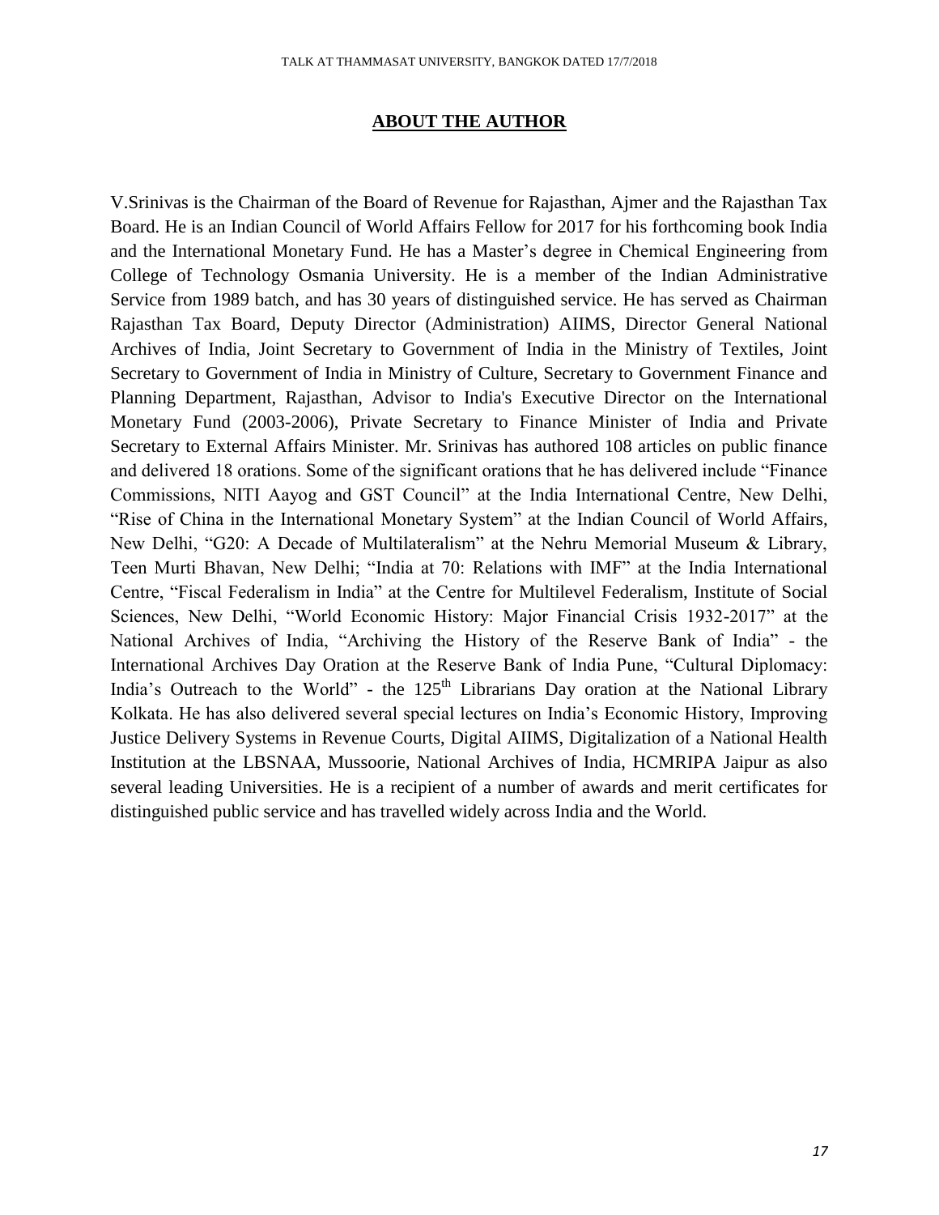## ABOUT THE AUTHOR

V.Srinivas is the Chairman of the Board of Revenue for Rajasthan, Ajmer and the Rajasthan Tax Board. He is an Indian Council of World Affairs Fellow for 2017 for his forthcoming book India and the International Monetary Fund. He has a Master's degree in Chemical Engineering from College of Technology Osmania University. He is a member of the Indian Administrative Service from 1989 batch, and has 30 years of distinguished service. He has served as Chairman Rajasthan Tax Board, Deputy Director (Administration) AIIMS, Director General National Archives of India, Joint Secretary to Government of India in the Ministry of Textiles, Joint Secretary to Government of India in Ministry of Culture, Secretary to Government Finance and Planning Department, Rajasthan, Advisor to India's Executive Director on the International Monetary Fund (2003-2006), Private Secretary to Finance Minister of India and Private Secretary to External Affairs Minister. Mr. Srinivas has authored 108 articles on public finance and delivered 18 orations. Some of the significant orations that he has delivered include "Finance Commissions, NITI Aayog and GST Council" at the India International Centre, New Delhi, "Rise of China in the International Monetary System" at the Indian Council of World Affairs, New Delhi, "G20: A Decade of Multilateralism" at the Nehru Memorial Museum & Library, Teen Murti Bhavan, New Delhi; "India at 70: Relations with IMF" at the India International Centre, "Fiscal Federalism in India" at the Centre for Multilevel Federalism, Institute of Social Sciences, New Delhi, "World Economic History: Major Financial Crisis 1932-2017" at the National Archives of India, "Archiving the History of the Reserve Bank of India" - the International Archives Day Oration at the Reserve Bank of India Pune, "Cultural Diplomacy: India's Outreach to the World" - the 125th Librarians Day oration at the National Library Kolkata. He has also delivered several special lectures on India's Economic History, Improving Justice Delivery Systems in Revenue Courts, Digital AIIMS, Digitalization of a National Health Institution at the LBSNAA, Mussoorie, National Archives of India, HCMRIPA Jaipur as also several leading Universities. He is a recipient of a number of awards and merit certificates for distinguished public service and has travelled widely across India and the World.